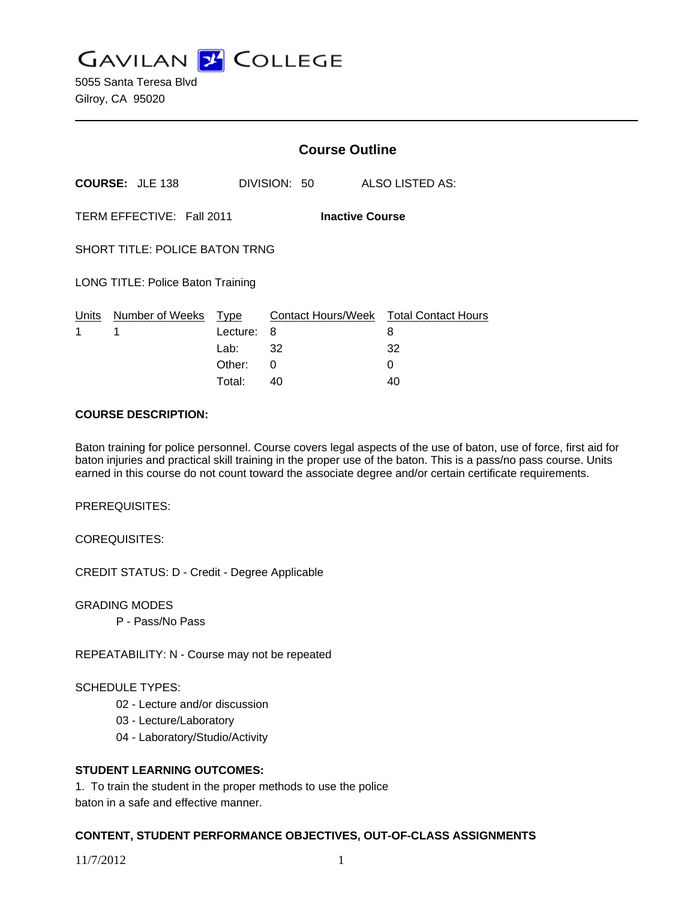# GAVILAN COLLEGE

5055 Santa Teresa Blvd
Gilroy, CA 95020

---

## Course Outline

**COURSE:** JLE 138 DIVISION: 50 ALSO LISTED AS:

TERM EFFECTIVE: Fall 2011 **Inactive Course**

SHORT TITLE: POLICE BATON TRNG

LONG TITLE: Police Baton Training

| Units | Number of Weeks | Type | Contact Hours/Week | Total Contact Hours |
|---|---|---|---|---|
| 1 | 1 | Lecture: | 8 | 8 |
| | | Lab: | 32 | 32 |
| | | Other: | 0 | 0 |
| | | Total: | 40 | 40 |

**COURSE DESCRIPTION:**

Baton training for police personnel. Course covers legal aspects of the use of baton, use of force, first aid for baton injuries and practical skill training in the proper use of the baton. This is a pass/no pass course. Units earned in this course do not count toward the associate degree and/or certain certificate requirements.

PREREQUISITES:

COREQUISITES:

CREDIT STATUS: D - Credit - Degree Applicable

GRADING MODES

P - Pass/No Pass

REPEATABILITY: N - Course may not be repeated

SCHEDULE TYPES:

02 - Lecture and/or discussion
03 - Lecture/Laboratory
04 - Laboratory/Studio/Activity

**STUDENT LEARNING OUTCOMES:**

1. To train the student in the proper methods to use the police baton in a safe and effective manner.

**CONTENT, STUDENT PERFORMANCE OBJECTIVES, OUT-OF-CLASS ASSIGNMENTS**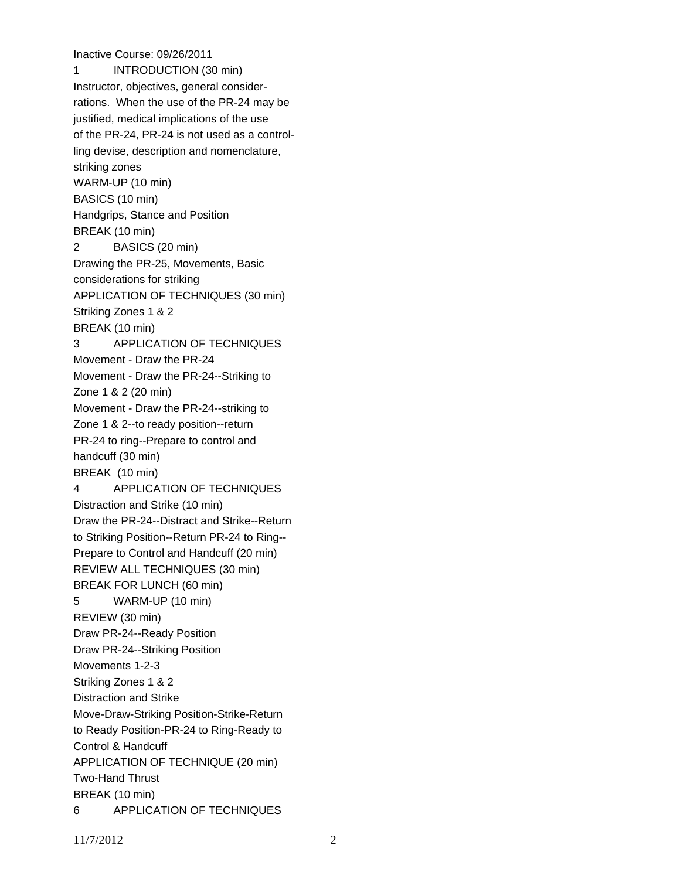Inactive Course: 09/26/2011

1 INTRODUCTION (30 min)
Instructor, objectives, general considerrations. When the use of the PR-24 may be justified, medical implications of the use of the PR-24, PR-24 is not used as a controlling devise, description and nomenclature, striking zones
WARM-UP (10 min)
BASICS (10 min)
Handgrips, Stance and Position
BREAK (10 min)

2 BASICS (20 min)
Drawing the PR-25, Movements, Basic considerations for striking
APPLICATION OF TECHNIQUES (30 min)
Striking Zones 1 & 2
BREAK (10 min)

3 APPLICATION OF TECHNIQUES
Movement - Draw the PR-24
Movement - Draw the PR-24--Striking to Zone 1 & 2 (20 min)
Movement - Draw the PR-24--striking to Zone 1 & 2--to ready position--return PR-24 to ring--Prepare to control and handcuff (30 min)
BREAK (10 min)

4 APPLICATION OF TECHNIQUES
Distraction and Strike (10 min)
Draw the PR-24--Distract and Strike--Return to Striking Position--Return PR-24 to Ring--Prepare to Control and Handcuff (20 min)
REVIEW ALL TECHNIQUES (30 min)
BREAK FOR LUNCH (60 min)

5 WARM-UP (10 min)
REVIEW (30 min)
Draw PR-24--Ready Position
Draw PR-24--Striking Position
Movements 1-2-3
Striking Zones 1 & 2
Distraction and Strike
Move-Draw-Striking Position-Strike-Return to Ready Position-PR-24 to Ring-Ready to Control & Handcuff
APPLICATION OF TECHNIQUE (20 min)
Two-Hand Thrust
BREAK (10 min)

6 APPLICATION OF TECHNIQUES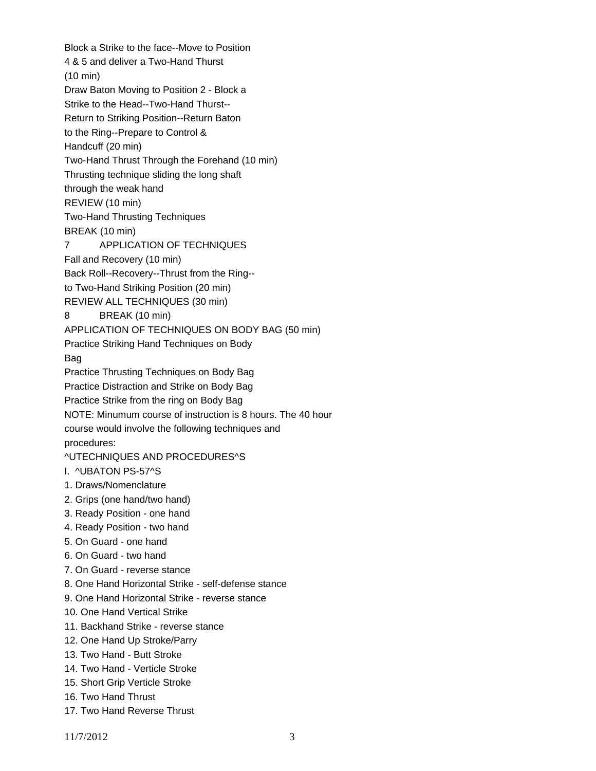Block a Strike to the face--Move to Position 4 & 5 and deliver a Two-Hand Thurst (10 min)

Draw Baton Moving to Position 2 - Block a Strike to the Head--Two-Hand Thurst--Return to Striking Position--Return Baton to the Ring--Prepare to Control & Handcuff (20 min)

Two-Hand Thrust Through the Forehand (10 min)

Thrusting technique sliding the long shaft through the weak hand

REVIEW (10 min)

Two-Hand Thrusting Techniques

BREAK (10 min)

7 APPLICATION OF TECHNIQUES

Fall and Recovery (10 min)

Back Roll--Recovery--Thrust from the Ring--to Two-Hand Striking Position (20 min)

REVIEW ALL TECHNIQUES (30 min)

8 BREAK (10 min)

APPLICATION OF TECHNIQUES ON BODY BAG (50 min)

Practice Striking Hand Techniques on Body Bag

Practice Thrusting Techniques on Body Bag

Practice Distraction and Strike on Body Bag

Practice Strike from the ring on Body Bag

NOTE: Minumum course of instruction is 8 hours. The 40 hour course would involve the following techniques and procedures:

^UTECHNIQUES AND PROCEDURES^S

I. ^UBATON PS-57^S

1. Draws/Nomenclature
2. Grips (one hand/two hand)
3. Ready Position - one hand
4. Ready Position - two hand
5. On Guard - one hand
6. On Guard - two hand
7. On Guard - reverse stance
8. One Hand Horizontal Strike - self-defense stance
9. One Hand Horizontal Strike - reverse stance
10. One Hand Vertical Strike
11. Backhand Strike - reverse stance
12. One Hand Up Stroke/Parry
13. Two Hand - Butt Stroke
14. Two Hand - Verticle Stroke
15. Short Grip Verticle Stroke
16. Two Hand Thrust
17. Two Hand Reverse Thrust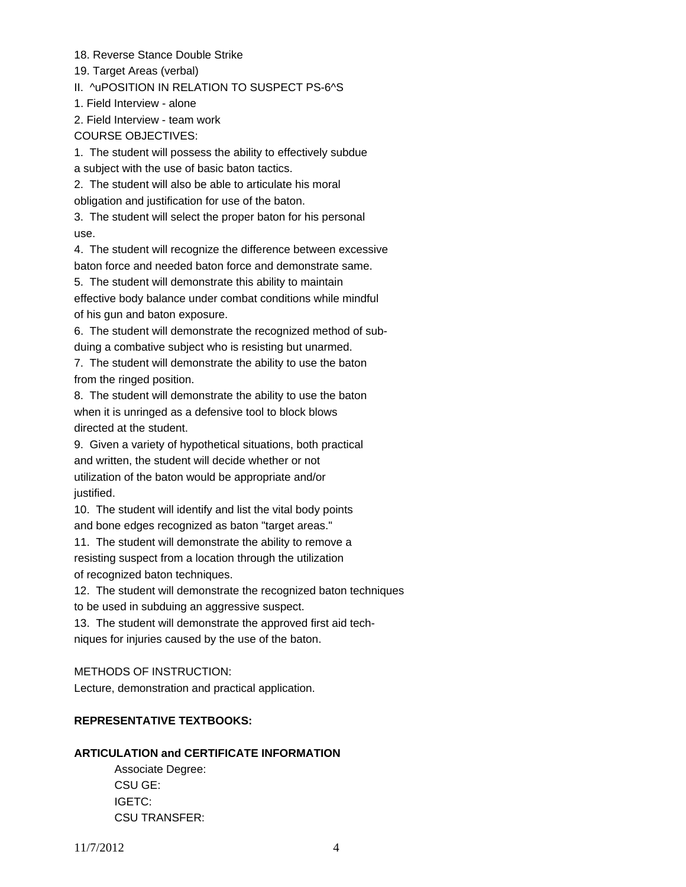18. Reverse Stance Double Strike

19. Target Areas (verbal)

II. ^uPOSITION IN RELATION TO SUSPECT PS-6^S

1. Field Interview - alone

2. Field Interview - team work

COURSE OBJECTIVES:

1. The student will possess the ability to effectively subdue a subject with the use of basic baton tactics.

2. The student will also be able to articulate his moral obligation and justification for use of the baton.

3. The student will select the proper baton for his personal use.

4. The student will recognize the difference between excessive baton force and needed baton force and demonstrate same.

5. The student will demonstrate this ability to maintain effective body balance under combat conditions while mindful of his gun and baton exposure.

6. The student will demonstrate the recognized method of subduing a combative subject who is resisting but unarmed.

7. The student will demonstrate the ability to use the baton from the ringed position.

8. The student will demonstrate the ability to use the baton when it is unringed as a defensive tool to block blows directed at the student.

9. Given a variety of hypothetical situations, both practical and written, the student will decide whether or not utilization of the baton would be appropriate and/or justified.

10. The student will identify and list the vital body points and bone edges recognized as baton "target areas."

11. The student will demonstrate the ability to remove a resisting suspect from a location through the utilization of recognized baton techniques.

12. The student will demonstrate the recognized baton techniques to be used in subduing an aggressive suspect.

13. The student will demonstrate the approved first aid techniques for injuries caused by the use of the baton.

METHODS OF INSTRUCTION:

Lecture, demonstration and practical application.

**REPRESENTATIVE TEXTBOOKS:**

**ARTICULATION and CERTIFICATE INFORMATION**

Associate Degree:
CSU GE:
IGETC:
CSU TRANSFER:

11/7/2012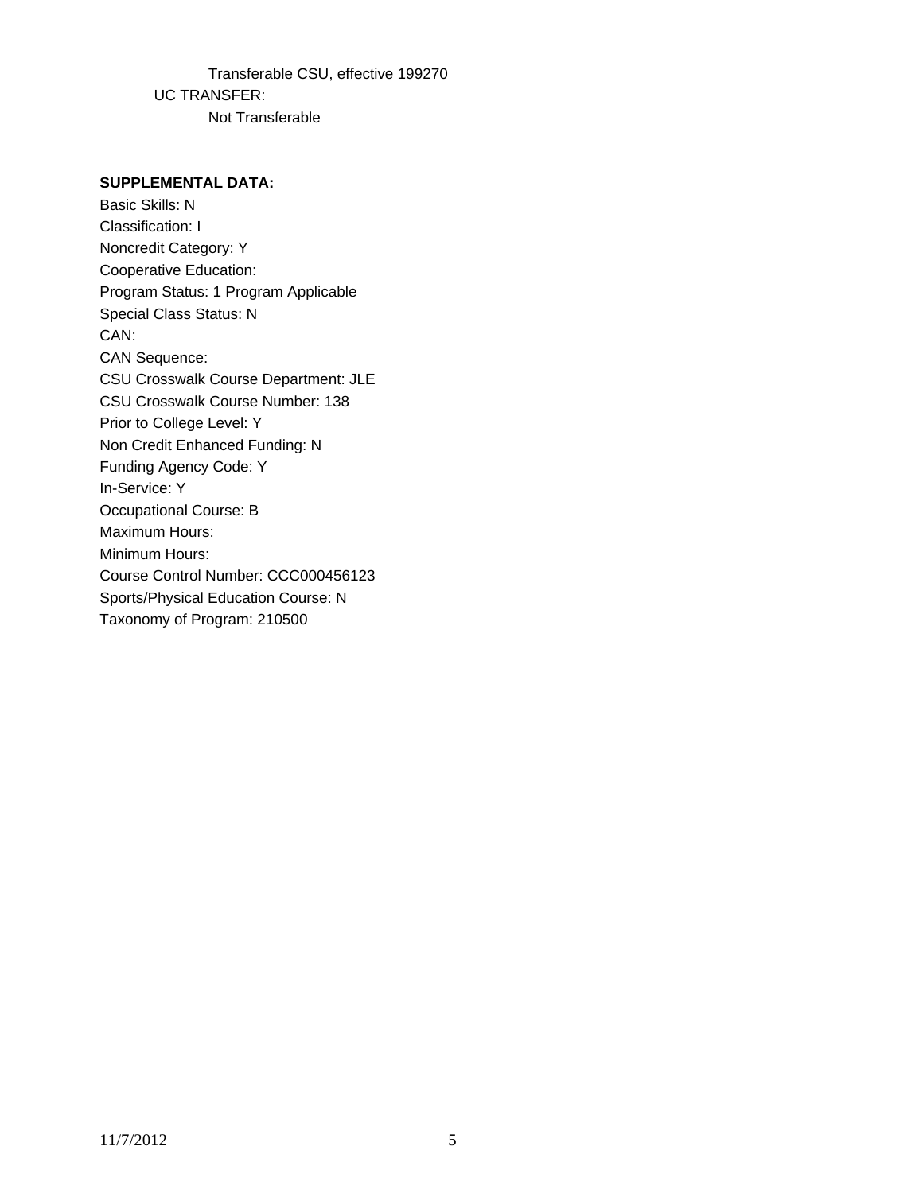Transferable CSU, effective 199270

UC TRANSFER:

Not Transferable

**SUPPLEMENTAL DATA:**

Basic Skills: N
Classification: I
Noncredit Category: Y
Cooperative Education:
Program Status: 1 Program Applicable
Special Class Status: N
CAN:
CAN Sequence:
CSU Crosswalk Course Department: JLE
CSU Crosswalk Course Number: 138
Prior to College Level: Y
Non Credit Enhanced Funding: N
Funding Agency Code: Y
In-Service: Y
Occupational Course: B
Maximum Hours:
Minimum Hours:
Course Control Number: CCC000456123
Sports/Physical Education Course: N
Taxonomy of Program: 210500